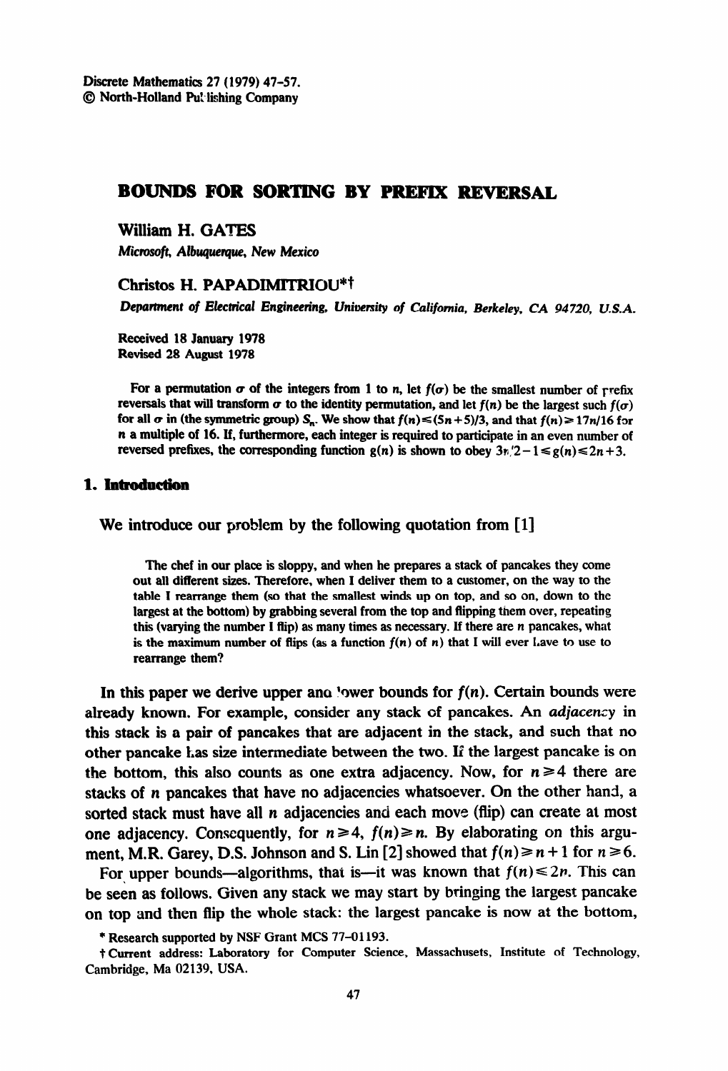Discrete Mathematics 27 (1979) 47-57.
© North-Holland Publishing Company

# BOUNDS FOR SORTING BY PREFIX REVERSAL

**William H. GATES**

*Microsoft, Albuquerque, New Mexico*

**Christos H. PAPADIMITRIOU*†**

*Department of Electrical Engineering, University of California, Berkeley, CA 94720, U.S.A.*

Received 18 January 1978
Revised 28 August 1978

For a permutation $\sigma$ of the integers from 1 to $n$, let $f(\sigma)$ be the smallest number of prefix reversals that will transform $\sigma$ to the identity permutation, and let $f(n)$ be the largest such $f(\sigma)$ for all $\sigma$ in (the symmetric group) $S_n$. We show that $f(n) \leq (5n+5)/3$, and that $f(n) \geq 17n/16$ for $n$ a multiple of 16. If, furthermore, each integer is required to participate in an even number of reversed prefixes, the corresponding function $g(n)$ is shown to obey $3n/2 - 1 \leq g(n) \leq 2n+3$.

## 1. Introduction

We introduce our problem by the following quotation from [1]

> The chef in our place is sloppy, and when he prepares a stack of pancakes they come out all different sizes. Therefore, when I deliver them to a customer, on the way to the table I rearrange them (so that the smallest winds up on top, and so on, down to the largest at the bottom) by grabbing several from the top and flipping them over, repeating this (varying the number I flip) as many times as necessary. If there are $n$ pancakes, what is the maximum number of flips (as a function $f(n)$ of $n$) that I will ever have to use to rearrange them?

In this paper we derive upper and lower bounds for $f(n)$. Certain bounds were already known. For example, consider any stack of pancakes. An *adjacency* in this stack is a pair of pancakes that are adjacent in the stack, and such that no other pancake has size intermediate between the two. If the largest pancake is on the bottom, this also counts as one extra adjacency. Now, for $n \geq 4$ there are stacks of $n$ pancakes that have no adjacencies whatsoever. On the other hand, a sorted stack must have all $n$ adjacencies and each move (flip) can create at most one adjacency. Consequently, for $n \geq 4$, $f(n) \geq n$. By elaborating on this argument, M.R. Garey, D.S. Johnson and S. Lin [2] showed that $f(n) \geq n+1$ for $n \geq 6$.

For upper bounds—algorithms, that is—it was known that $f(n) \leq 2n$. This can be seen as follows. Given any stack we may start by bringing the largest pancake on top and then flip the whole stack: the largest pancake is now at the bottom,

* Research supported by NSF Grant MCS 77-01193.

† Current address: Laboratory for Computer Science, Massachusets, Institute of Technology, Cambridge, Ma 02139, USA.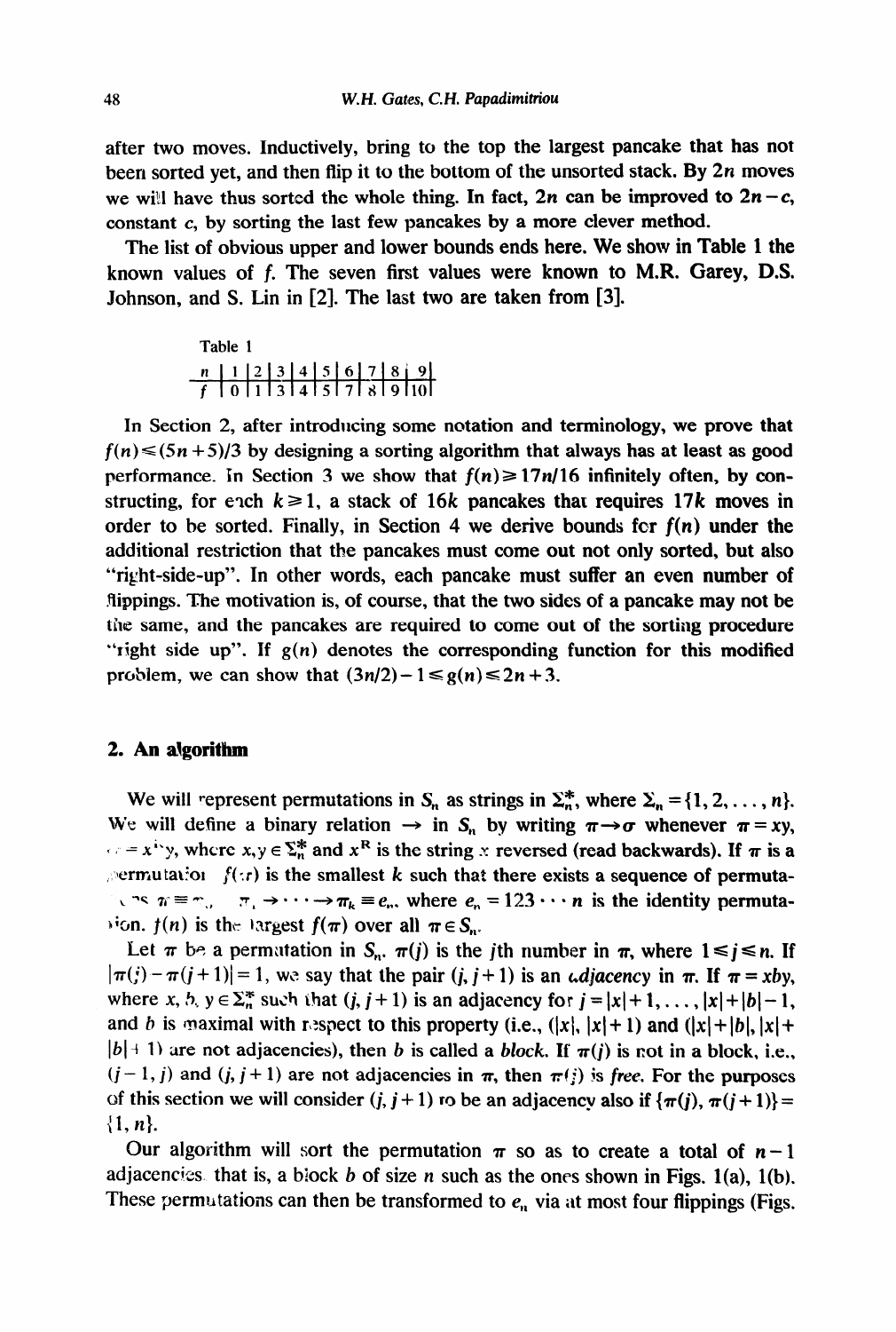after two moves. Inductively, bring to the top the largest pancake that has not been sorted yet, and then flip it to the bottom of the unsorted stack. By $2n$ moves we will have thus sorted the whole thing. In fact, $2n$ can be improved to $2n-c$, constant $c$, by sorting the last few pancakes by a more clever method.

The list of obvious upper and lower bounds ends here. We show in Table 1 the known values of $f$. The seven first values were known to M.R. Garey, D.S. Johnson, and S. Lin in [2]. The last two are taken from [3].

Table 1

| $n$ | 1 | 2 | 3 | 4 | 5 | 6 | 7 | 8 | 9 |
|---|---|---|---|---|---|---|---|---|---|
| $f$ | 0 | 1 | 3 | 4 | 5 | 7 | 8 | 9 | 10 |

In Section 2, after introducing some notation and terminology, we prove that $f(n) \leq (5n+5)/3$ by designing a sorting algorithm that always has at least as good performance. In Section 3 we show that $f(n) \geq 17n/16$ infinitely often, by constructing, for each $k \geq 1$, a stack of $16k$ pancakes that requires $17k$ moves in order to be sorted. Finally, in Section 4 we derive bounds for $f(n)$ under the additional restriction that the pancakes must come out not only sorted, but also "right-side-up". In other words, each pancake must suffer an even number of flippings. The motivation is, of course, that the two sides of a pancake may not be the same, and the pancakes are required to come out of the sorting procedure "right side up". If $g(n)$ denotes the corresponding function for this modified problem, we can show that $(3n/2)-1 \leq g(n) \leq 2n+3$.

## 2. An algorithm

We will represent permutations in $S_n$ as strings in $\Sigma_n^*$, where $\Sigma_n = \{1, 2, \ldots, n\}$. We will define a binary relation $\rightarrow$ in $S_n$ by writing $\pi \rightarrow \sigma$ whenever $\pi = xy$, $\sigma = x^R y$, where $x, y \in \Sigma_n^*$ and $x^R$ is the string $x$ reversed (read backwards). If $\pi$ is a permutation $f(\pi)$ is the smallest $k$ such that there exists a sequence of permutations $\pi \equiv \pi_0 \rightarrow \pi_1 \rightarrow \cdots \rightarrow \pi_k \equiv e_n$, where $e_n = 123 \cdots n$ is the identity permutation. $f(n)$ is the largest $f(\pi)$ over all $\pi \in S_n$.

Let $\pi$ be a permutation in $S_n$. $\pi(j)$ is the $j$th number in $\pi$, where $1 \leq j \leq n$. If $|\pi(j) - \pi(j+1)| = 1$, we say that the pair $(j, j+1)$ is an *adjacency* in $\pi$. If $\pi = xby$, where $x, b, y \in \Sigma_n^*$ such that $(j, j+1)$ is an adjacency for $j = |x|+1, \ldots, |x|+|b|-1$, and $b$ is maximal with respect to this property (i.e., $(|x|, |x|+1)$ and $(|x|+|b|, |x|+|b|+1)$ are not adjacencies), then $b$ is called a *block*. If $\pi(j)$ is not in a block, i.e., $(j-1, j)$ and $(j, j+1)$ are not adjacencies in $\pi$, then $\pi(j)$ is *free*. For the purposes of this section we will consider $(j, j+1)$ to be an adjacency also if $\{\pi(j), \pi(j+1)\} = \{1, n\}$.

Our algorithm will sort the permutation $\pi$ so as to create a total of $n-1$ adjacencies, that is, a block $b$ of size $n$ such as the ones shown in Figs. 1(a), 1(b). These permutations can then be transformed to $e_n$ via at most four flippings (Figs.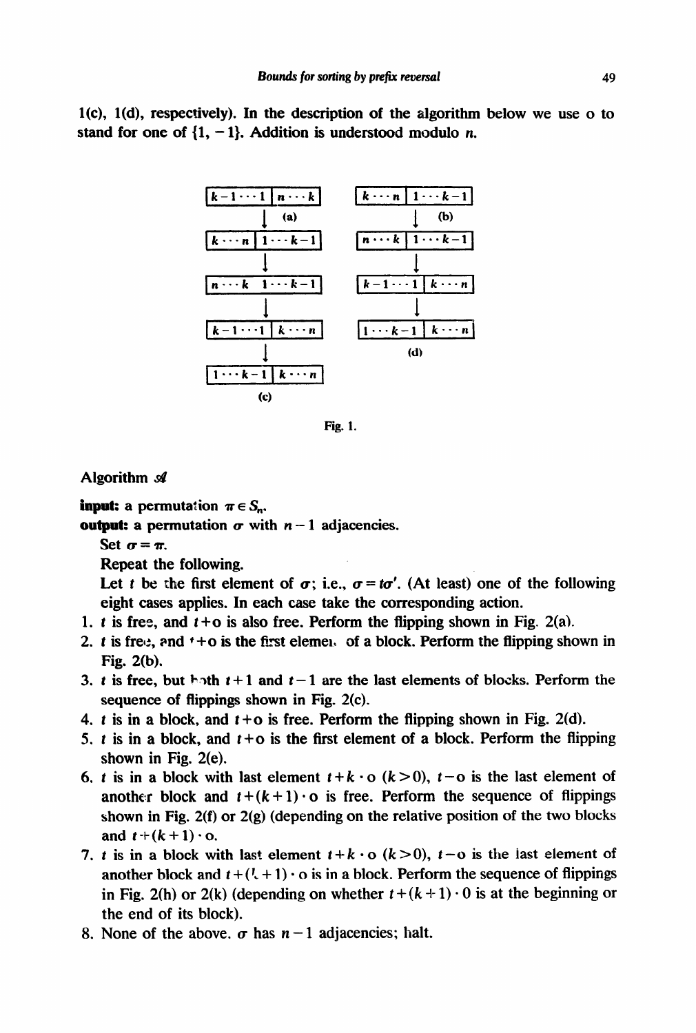1(c), 1(d), respectively). In the description of the algorithm below we use o to stand for one of $\{1, -1\}$. Addition is understood modulo $n$.

(a)

$[k-1 \cdots 1 \mid n \cdots k]$
↓
$[k \cdots n \mid 1 \cdots k-1]$
↓
$[n \cdots k \quad 1 \cdots k-1]$
↓
$[k-1 \cdots 1 \mid k \cdots n]$
↓
$[1 \cdots k-1 \mid k \cdots n]$

(c)

(b)

$[k \cdots n \mid 1 \cdots k-1]$
↓
$[n \cdots k \mid 1 \cdots k-1]$
↓
$[k-1 \cdots 1 \mid k \cdots n]$
↓
$[1 \cdots k-1 \mid k \cdots n]$

(d)

Fig. 1.

## Algorithm $\mathscr{A}$

**input:** a permutation $\pi \in S_n$.

**output:** a permutation $\sigma$ with $n-1$ adjacencies.

Set $\sigma = \pi$.

Repeat the following.

Let $t$ be the first element of $\sigma$; i.e., $\sigma = t\sigma'$. (At least) one of the following eight cases applies. In each case take the corresponding action.

1. $t$ is free, and $t+\text{o}$ is also free. Perform the flipping shown in Fig. 2(a).
2. $t$ is free, and $t+\text{o}$ is the first element of a block. Perform the flipping shown in Fig. 2(b).
3. $t$ is free, but both $t+1$ and $t-1$ are the last elements of blocks. Perform the sequence of flippings shown in Fig. 2(c).
4. $t$ is in a block, and $t+\text{o}$ is free. Perform the flipping shown in Fig. 2(d).
5. $t$ is in a block, and $t+\text{o}$ is the first element of a block. Perform the flipping shown in Fig. 2(e).
6. $t$ is in a block with last element $t+k\cdot\text{o}$ $(k>0)$, $t-\text{o}$ is the last element of another block and $t+(k+1)\cdot\text{o}$ is free. Perform the sequence of flippings shown in Fig. 2(f) or 2(g) (depending on the relative position of the two blocks and $t+(k+1)\cdot\text{o}$.
7. $t$ is in a block with last element $t+k\cdot\text{o}$ $(k>0)$, $t-\text{o}$ is the last element of another block and $t+(k+1)\cdot\text{o}$ is in a block. Perform the sequence of flippings in Fig. 2(h) or 2(k) (depending on whether $t+(k+1)\cdot 0$ is at the beginning or the end of its block).
8. None of the above. $\sigma$ has $n-1$ adjacencies; halt.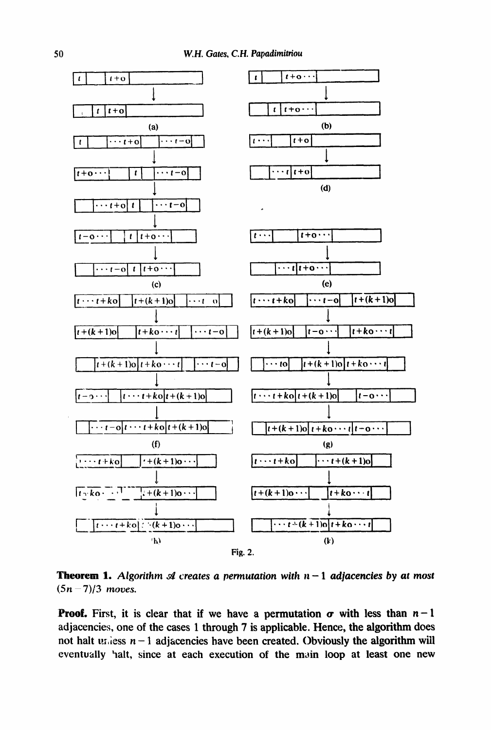Fig. 2.

**Theorem 1.** *Algorithm $\mathcal{A}$ creates a permutation with $n-1$ adjacencies by at most $(5n-7)/3$ moves.*

**Proof.** First, it is clear that if we have a permutation $\sigma$ with less than $n-1$ adjacencies, one of the cases 1 through 7 is applicable. Hence, the algorithm does not halt unless $n-1$ adjacencies have been created. Obviously the algorithm will eventually halt, since at each execution of the main loop at least one new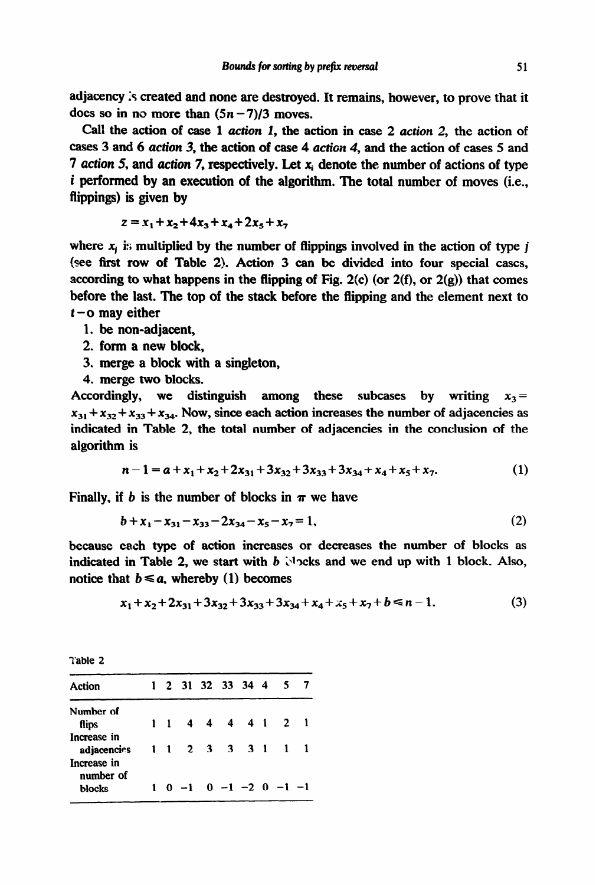adjacency is created and none are destroyed. It remains, however, to prove that it does so in no more than $(5n-7)/3$ moves.

Call the action of case 1 *action 1*, the action in case 2 *action 2*, the action of cases 3 and 6 *action 3*, the action of case 4 *action 4*, and the action of cases 5 and 7 *action 5*, and *action 7*, respectively. Let $x_i$ denote the number of actions of type $i$ performed by an execution of the algorithm. The total number of moves (i.e., flippings) is given by

$$z = x_1 + x_2 + 4x_3 + x_4 + 2x_5 + x_7$$

where $x_j$ is multiplied by the number of flippings involved in the action of type $j$ (see first row of Table 2). Action 3 can be divided into four special cases, according to what happens in the flipping of Fig. 2(c) (or 2(f), or 2(g)) that comes before the last. The top of the stack before the flipping and the element next to $t-o$ may either

1. be non-adjacent,
2. form a new block,
3. merge a block with a singleton,
4. merge two blocks.

Accordingly, we distinguish among these subcases by writing $x_3 = x_{31} + x_{32} + x_{33} + x_{34}$. Now, since each action increases the number of adjacencies as indicated in Table 2, the total number of adjacencies in the conclusion of the algorithm is

$$n - 1 = a + x_1 + x_2 + 2x_{31} + 3x_{32} + 3x_{33} + 3x_{34} + x_4 + x_5 + x_7. \tag{1}$$

Finally, if $b$ is the number of blocks in $\pi$ we have

$$b + x_1 - x_{31} - x_{33} - 2x_{34} - x_5 - x_7 = 1, \tag{2}$$

because each type of action increases or decreases the number of blocks as indicated in Table 2, we start with $b$ blocks and we end up with 1 block. Also, notice that $b \leq a$, whereby (1) becomes

$$x_1 + x_2 + 2x_{31} + 3x_{32} + 3x_{33} + 3x_{34} + x_4 + x_5 + x_7 + b \leq n - 1. \tag{3}$$

Table 2

| Action | 1 | 2 | 31 | 32 | 33 | 34 | 4 | 5 | 7 |
|---|---|---|---|---|---|---|---|---|---|
| Number of flips | 1 | 1 | 4 | 4 | 4 | 4 | 1 | 2 | 1 |
| Increase in adjacencies | 1 | 1 | 2 | 3 | 3 | 3 | 1 | 1 | 1 |
| Increase in number of blocks | 1 | 0 | −1 | 0 | −1 | −2 | 0 | −1 | −1 |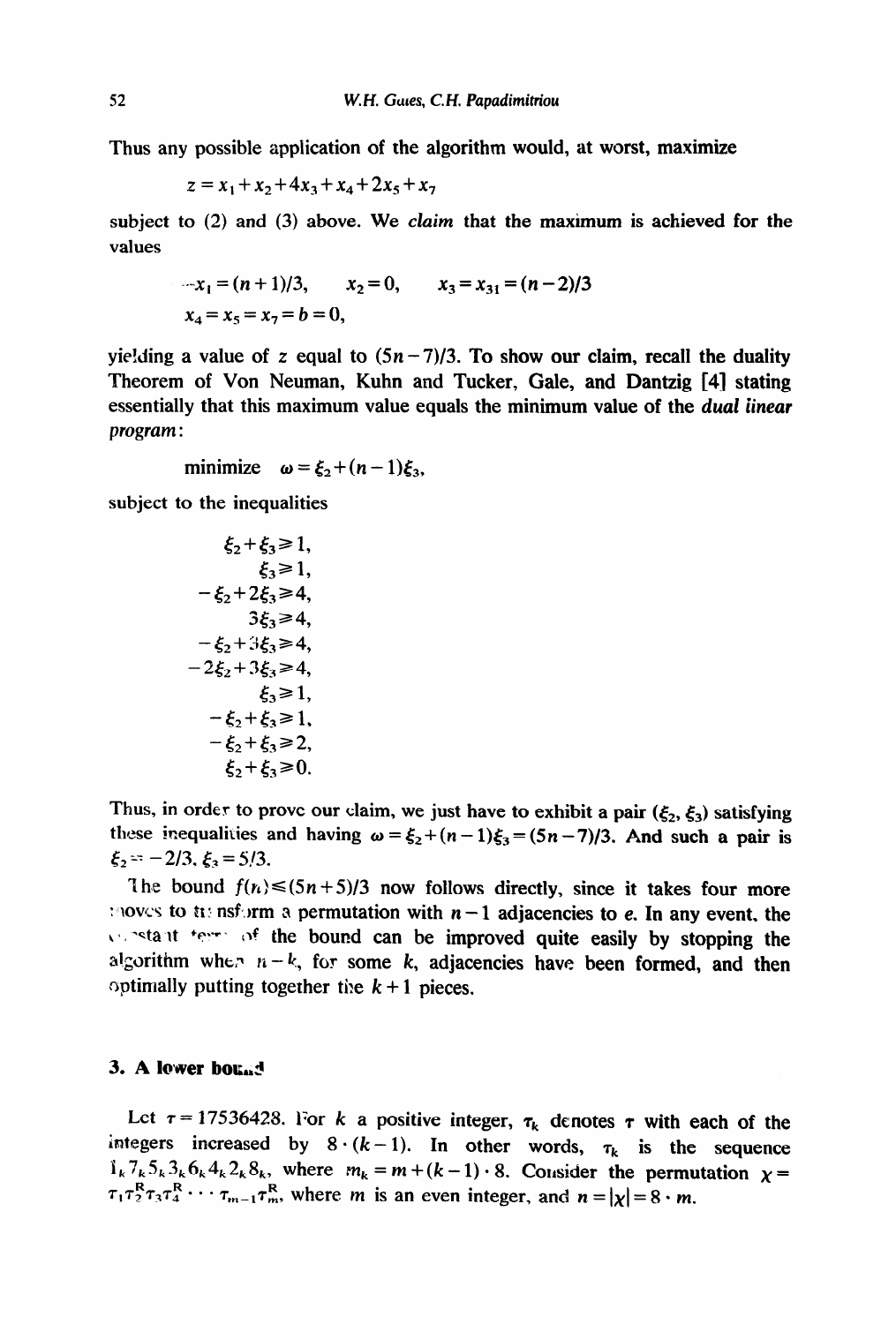Thus any possible application of the algorithm would, at worst, maximize

$$z = x_1 + x_2 + 4x_3 + x_4 + 2x_5 + x_7$$

subject to (2) and (3) above. We *claim* that the maximum is achieved for the values

$$x_1 = (n+1)/3, \qquad x_2 = 0, \qquad x_3 = x_{31} = (n-2)/3$$
$$x_4 = x_5 = x_7 = b = 0,$$

yielding a value of $z$ equal to $(5n-7)/3$. To show our claim, recall the duality Theorem of Von Neuman, Kuhn and Tucker, Gale, and Dantzig [4] stating essentially that this maximum value equals the minimum value of the *dual linear program*:

$$\text{minimize} \quad \omega = \xi_2 + (n-1)\xi_3,$$

subject to the inequalities

$$\begin{aligned}
\xi_2 + \xi_3 &\geq 1, \\
\xi_3 &\geq 1, \\
-\xi_2 + 2\xi_3 &\geq 4, \\
3\xi_3 &\geq 4, \\
-\xi_2 + 3\xi_3 &\geq 4, \\
-2\xi_2 + 3\xi_3 &\geq 4, \\
\xi_3 &\geq 1, \\
-\xi_2 + \xi_3 &\geq 1, \\
-\xi_2 + \xi_3 &\geq 2, \\
\xi_2 + \xi_3 &\geq 0.
\end{aligned}$$

Thus, in order to prove our claim, we just have to exhibit a pair $(\xi_2, \xi_3)$ satisfying these inequalities and having $\omega = \xi_2 + (n-1)\xi_3 = (5n-7)/3$. And such a pair is $\xi_2 = -2/3$, $\xi_3 = 5/3$.

The bound $f(n) \leq (5n+5)/3$ now follows directly, since it takes four more moves to transform a permutation with $n-1$ adjacencies to $e$. In any event, the constant term of the bound can be improved quite easily by stopping the algorithm when $n-k$, for some $k$, adjacencies have been formed, and then optimally putting together the $k+1$ pieces.

## 3. A lower bound

Let $\tau = 17536428$. For $k$ a positive integer, $\tau_k$ denotes $\tau$ with each of the integers increased by $8 \cdot (k-1)$. In other words, $\tau_k$ is the sequence $1_k 7_k 5_k 3_k 6_k 4_k 2_k 8_k$, where $m_k = m + (k-1) \cdot 8$. Consider the permutation $\chi = \tau_1 \tau_2^R \tau_3 \tau_4^R \cdots \tau_{m-1} \tau_m^R$, where $m$ is an even integer, and $n = |\chi| = 8 \cdot m$.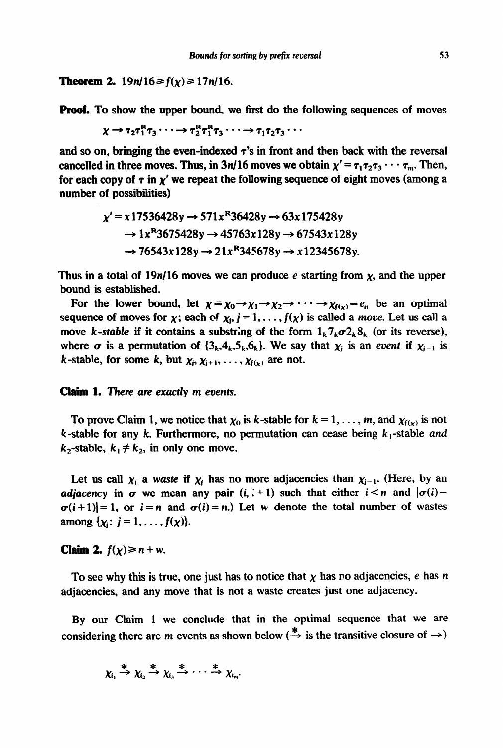**Theorem 2.** $19n/16 \geqslant f(\chi) \geqslant 17n/16$.

**Proof.** To show the upper bound, we first do the following sequences of moves

$$\chi \to \tau_2\tau_1^R\tau_3 \cdots \to \tau_2^R\tau_1^R\tau_3 \cdots \to \tau_1\tau_2\tau_3 \cdots$$

and so on, bringing the even-indexed $\tau$'s in front and then back with the reversal cancelled in three moves. Thus, in $3n/16$ moves we obtain $\chi' = \tau_1\tau_2\tau_3 \cdots \tau_m$. Then, for each copy of $\tau$ in $\chi'$ we repeat the following sequence of eight moves (among a number of possibilities)

$$\begin{aligned}
\chi' = x17536428y &\to 571x^R36428y \to 63x175428y \\
&\to 1x^R3675428y \to 45763x128y \to 67543x128y \\
&\to 76543x128y \to 21x^R345678y \to x12345678y.
\end{aligned}$$

Thus in a total of $19n/16$ moves we can produce $e$ starting from $\chi$, and the upper bound is established.

For the lower bound, let $\chi \equiv \chi_0 \to \chi_1 \to \chi_2 \to \cdots \to \chi_{f(\chi)} \equiv e_n$ be an optimal sequence of moves for $\chi$; each of $\chi_j$, $j = 1, \ldots, f(\chi)$ is called a *move*. Let us call a move $k$-*stable* if it contains a substring of the form $1_k 7_k \sigma 2_k 8_k$ (or its reverse), where $\sigma$ is a permutation of $\{3_k, 4_k, 5_k, 6_k\}$. We say that $\chi_i$ is an *event* if $\chi_{i-1}$ is $k$-stable, for some $k$, but $\chi_i, \chi_{i+1}, \ldots, \chi_{f(\chi)}$ are not.

**Claim 1.** *There are exactly m events.*

To prove Claim 1, we notice that $\chi_0$ is $k$-stable for $k = 1, \ldots, m$, and $\chi_{f(\chi)}$ is not $k$-stable for any $k$. Furthermore, no permutation can cease being $k_1$-stable *and* $k_2$-stable, $k_1 \neq k_2$, in only one move.

Let us call $\chi_i$ a *waste* if $\chi_i$ has no more adjacencies than $\chi_{i-1}$. (Here, by an *adjacency* in $\sigma$ we mean any pair $(i, i+1)$ such that either $i < n$ and $|\sigma(i) - \sigma(i+1)| = 1$, or $i = n$ and $\sigma(i) = n$.) Let $w$ denote the total number of wastes among $\{\chi_j \colon j = 1, \ldots, f(\chi)\}$.

**Claim 2.** $f(\chi) \geqslant n + w$.

To see why this is true, one just has to notice that $\chi$ has no adjacencies, $e$ has $n$ adjacencies, and any move that is not a waste creates just one adjacency.

By our Claim 1 we conclude that in the optimal sequence that we are considering there are $m$ events as shown below ($\xrightarrow{*}$ is the transitive closure of $\to$)

$$\chi_{i_1} \xrightarrow{*} \chi_{i_2} \xrightarrow{*} \chi_{i_3} \xrightarrow{*} \cdots \xrightarrow{*} \chi_{i_m}.$$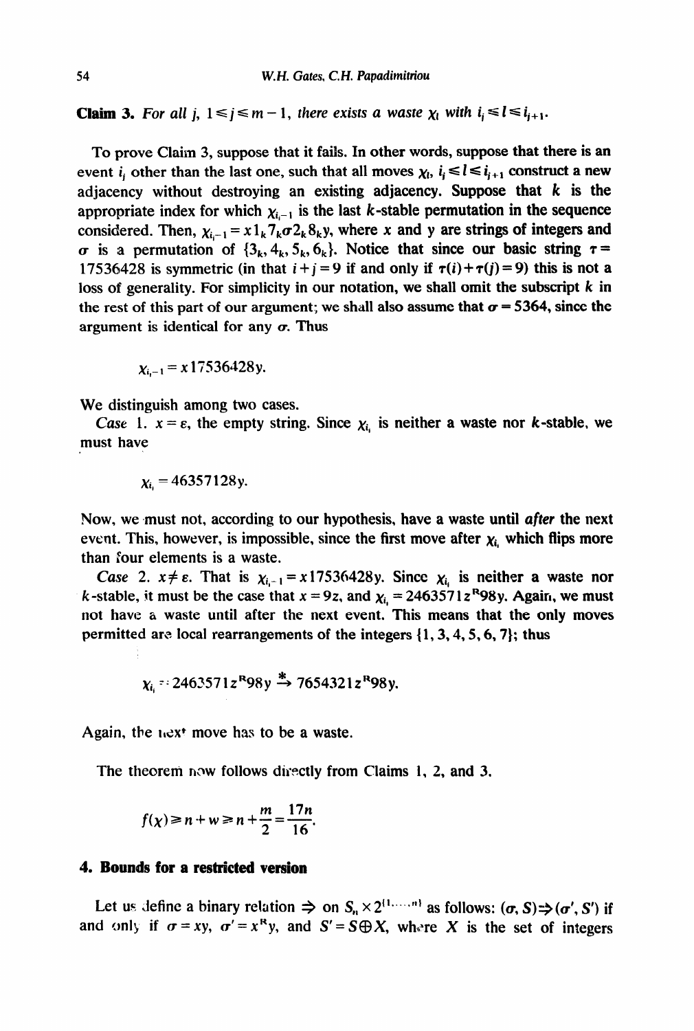**Claim 3.** *For all j, $1 \leq j \leq m-1$, there exists a waste $\chi_l$ with $i_j \leq l \leq i_{j+1}$.*

To prove Claim 3, suppose that it fails. In other words, suppose that there is an event $i_j$ other than the last one, such that all moves $\chi_l$, $i_j \leq l \leq i_{j+1}$ construct a new adjacency without destroying an existing adjacency. Suppose that $k$ is the appropriate index for which $\chi_{i_j-1}$ is the last $k$-stable permutation in the sequence considered. Then, $\chi_{i_j-1} = x1_k7_k\sigma 2_k8_ky$, where $x$ and $y$ are strings of integers and $\sigma$ is a permutation of $\{3_k, 4_k, 5_k, 6_k\}$. Notice that since our basic string $\tau = 17536428$ is symmetric (in that $i+j=9$ if and only if $\tau(i)+\tau(j)=9$) this is not a loss of generality. For simplicity in our notation, we shall omit the subscript $k$ in the rest of this part of our argument; we shall also assume that $\sigma = 5364$, since the argument is identical for any $\sigma$. Thus

$$\chi_{i_j-1} = x17536428y.$$

We distinguish among two cases.

*Case* 1. $x = \varepsilon$, the empty string. Since $\chi_{i_j}$ is neither a waste nor $k$-stable, we must have

$$\chi_{i_j} = 46357128y.$$

Now, we must not, according to our hypothesis, have a waste until *after* the next event. This, however, is impossible, since the first move after $\chi_{i_j}$ which flips more than four elements is a waste.

*Case* 2. $x \neq \varepsilon$. That is $\chi_{i_j-1} = x17536428y$. Since $\chi_{i_j}$ is neither a waste nor $k$-stable, it must be the case that $x = 9z$, and $\chi_{i_j} = 2463571z^R98y$. Again, we must not have a waste until after the next event. This means that the only moves permitted are local rearrangements of the integers $\{1, 3, 4, 5, 6, 7\}$; thus

$$\chi_{i_j} = 2463571z^R98y \xrightarrow{*} 7654321z^R98y.$$

Again, the next move has to be a waste.

The theorem now follows directly from Claims 1, 2, and 3.

$$f(\chi) \geq n + w \geq n + \frac{m}{2} = \frac{17n}{16}.$$

## 4. Bounds for a restricted version

Let us define a binary relation $\Rightarrow$ on $S_n \times 2^{\{1,\dots,n\}}$ as follows: $(\sigma, S) \Rightarrow (\sigma', S')$ if and only if $\sigma = xy$, $\sigma' = x^Ry$, and $S' = S \oplus X$, where $X$ is the set of integers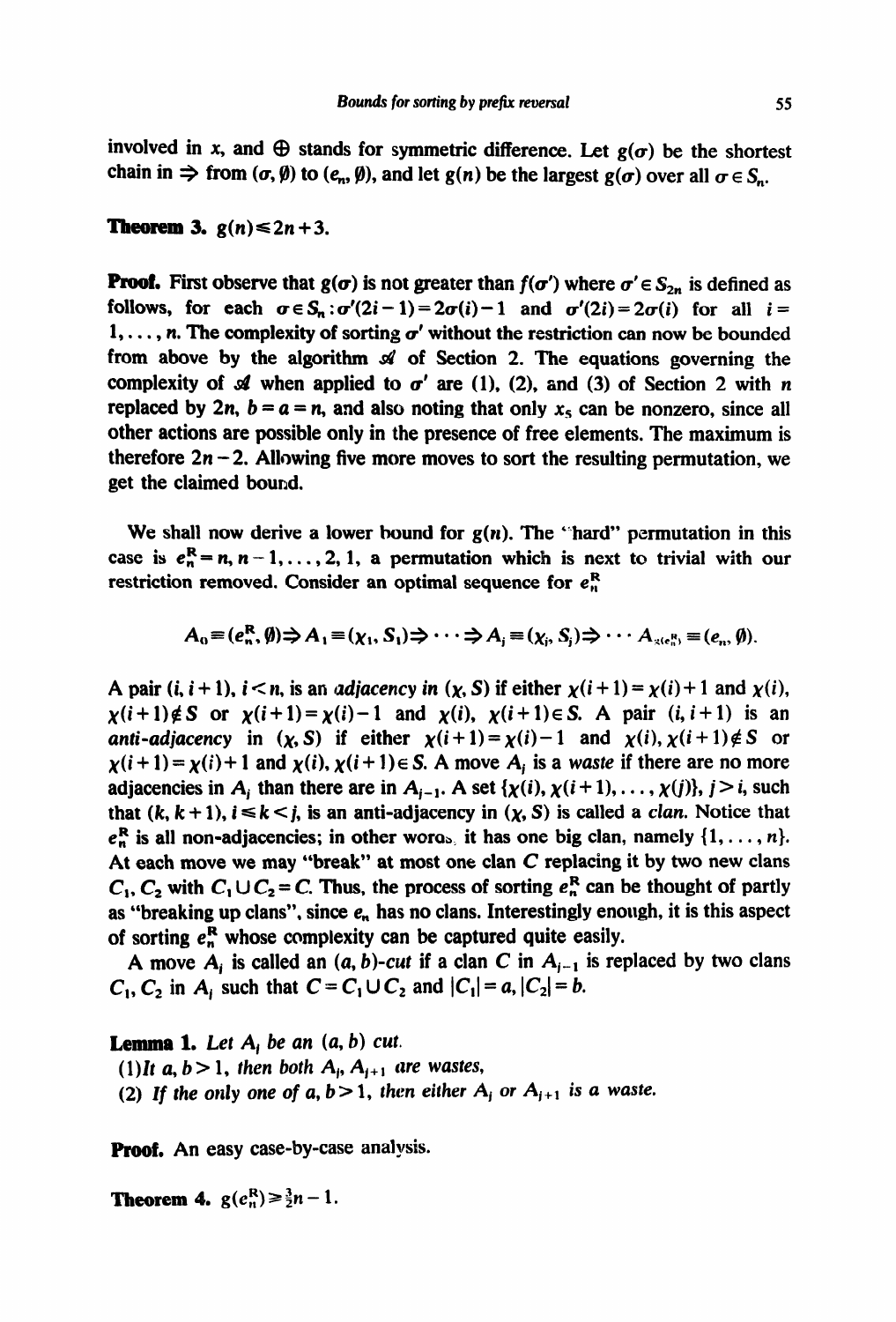involved in $x$, and $\oplus$ stands for symmetric difference. Let $g(\sigma)$ be the shortest chain in $\Rightarrow$ from $(\sigma, \emptyset)$ to $(e_n, \emptyset)$, and let $g(n)$ be the largest $g(\sigma)$ over all $\sigma \in S_n$.

**Theorem 3.** $g(n) \leq 2n+3$.

**Proof.** First observe that $g(\sigma)$ is not greater than $f(\sigma')$ where $\sigma' \in S_{2n}$ is defined as follows, for each $\sigma \in S_n: \sigma'(2i-1) = 2\sigma(i) - 1$ and $\sigma'(2i) = 2\sigma(i)$ for all $i = 1, \ldots, n$. The complexity of sorting $\sigma'$ without the restriction can now be bounded from above by the algorithm $\mathscr{A}$ of Section 2. The equations governing the complexity of $\mathscr{A}$ when applied to $\sigma'$ are (1), (2), and (3) of Section 2 with $n$ replaced by $2n$, $b = a = n$, and also noting that only $x_5$ can be nonzero, since all other actions are possible only in the presence of free elements. The maximum is therefore $2n-2$. Allowing five more moves to sort the resulting permutation, we get the claimed bound.

We shall now derive a lower bound for $g(n)$. The "hard" permutation in this case is $e_n^R = n, n-1, \ldots, 2, 1$, a permutation which is next to trivial with our restriction removed. Consider an optimal sequence for $e_n^R$

$$A_0 \equiv (e_n^R, \emptyset) \Rightarrow A_1 \equiv (\chi_1, S_1) \Rightarrow \cdots \Rightarrow A_j \equiv (\chi_j, S_j) \Rightarrow \cdots A_{g(e_n^R)} \equiv (e_n, \emptyset).$$

A pair $(i, i+1)$, $i < n$, is an *adjacency in* $(\chi, S)$ if either $\chi(i+1) = \chi(i)+1$ and $\chi(i), \chi(i+1) \notin S$ or $\chi(i+1) = \chi(i) - 1$ and $\chi(i), \chi(i+1) \in S$. A pair $(i, i+1)$ is an *anti-adjacency* in $(\chi, S)$ if either $\chi(i+1) = \chi(i) - 1$ and $\chi(i), \chi(i+1) \notin S$ or $\chi(i+1) = \chi(i) + 1$ and $\chi(i), \chi(i+1) \in S$. A move $A_j$ is a *waste* if there are no more adjacencies in $A_j$ than there are in $A_{j-1}$. A set $\{\chi(i), \chi(i+1), \ldots, \chi(j)\}$, $j > i$, such that $(k, k+1)$, $i \leq k < j$, is an anti-adjacency in $(\chi, S)$ is called a *clan*. Notice that $e_n^R$ is all non-adjacencies; in other words, it has one big clan, namely $\{1, \ldots, n\}$. At each move we may "break" at most one clan $C$ replacing it by two new clans $C_1, C_2$ with $C_1 \cup C_2 = C$. Thus, the process of sorting $e_n^R$ can be thought of partly as "breaking up clans", since $e_n$ has no clans. Interestingly enough, it is this aspect of sorting $e_n^R$ whose complexity can be captured quite easily.

A move $A_i$ is called an $(a, b)$*-cut* if a clan $C$ in $A_{i-1}$ is replaced by two clans $C_1, C_2$ in $A_i$ such that $C = C_1 \cup C_2$ and $|C_1| = a, |C_2| = b$.

**Lemma 1.** *Let $A_i$ be an $(a, b)$ cut.*

*(1) It $a, b > 1$, then both $A_i, A_{i+1}$ are wastes,*

*(2) If the only one of $a, b > 1$, then either $A_i$ or $A_{i+1}$ is a waste.*

**Proof.** An easy case-by-case analysis.

**Theorem 4.** $g(e_n^R) \geq \frac{3}{2}n - 1$.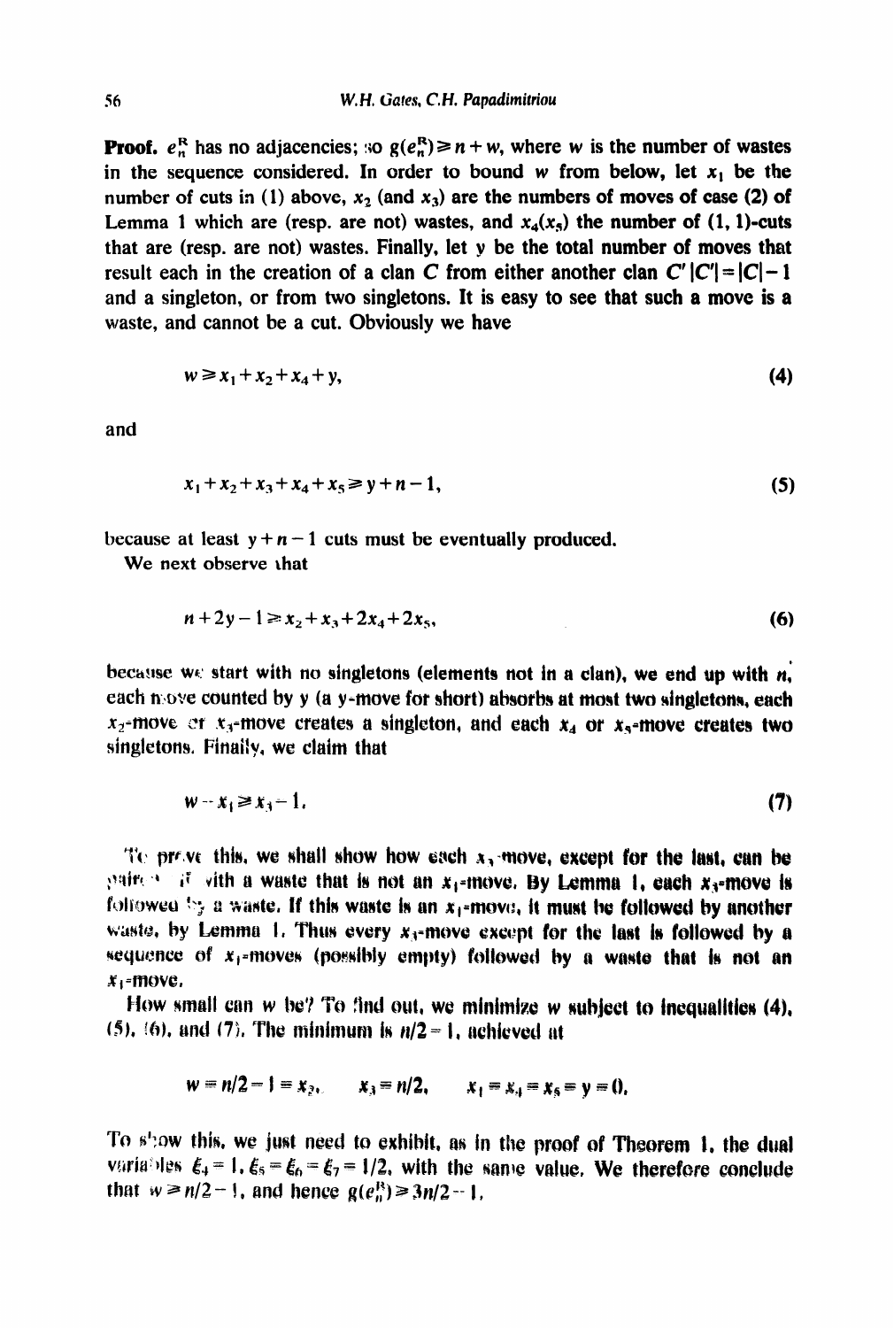**Proof.** $e_n^R$ has no adjacencies; so $g(e_n^R) \geq n + w$, where $w$ is the number of wastes in the sequence considered. In order to bound $w$ from below, let $x_1$ be the number of cuts in (1) above, $x_2$ (and $x_3$) are the numbers of moves of case (2) of Lemma 1 which are (resp. are not) wastes, and $x_4(x_5)$ the number of (1, 1)-cuts that are (resp. are not) wastes. Finally, let $y$ be the total number of moves that result each in the creation of a clan $C$ from either another clan $C'$ $|C'| = |C| - 1$ and a singleton, or from two singletons. It is easy to see that such a move is a waste, and cannot be a cut. Obviously we have

$$w \geq x_1 + x_2 + x_4 + y, \tag{4}$$

and

$$x_1 + x_2 + x_3 + x_4 + x_5 \geq y + n - 1, \tag{5}$$

because at least $y + n - 1$ cuts must be eventually produced.

We next observe that

$$n + 2y - 1 \geq x_2 + x_3 + 2x_4 + 2x_5, \tag{6}$$

because we start with no singletons (elements not in a clan), we end up with $n$, each move counted by $y$ (a $y$-move for short) absorbs at most two singletons, each $x_2$-move or $x_3$-move creates a singleton, and each $x_4$ or $x_5$-move creates two singletons. Finally, we claim that

$$w - x_1 \geq x_3 - 1. \tag{7}$$

To prove this, we shall show how each $x_3$-move, except for the last, can be paired with a waste that is not an $x_1$-move. By Lemma 1, each $x_3$-move is followed by a waste. If this waste is an $x_1$-move, it must be followed by another waste, by Lemma 1. Thus every $x_3$-move except for the last is followed by a sequence of $x_1$-moves (possibly empty) followed by a waste that is not an $x_1$-move.

How small can $w$ be? To find out, we minimize $w$ subject to inequalities (4), (5), (6), and (7). The minimum is $n/2 - 1$, achieved at

$$w = n/2 - 1 = x_2, \qquad x_3 = n/2, \qquad x_1 = x_4 = x_5 = y = 0.$$

To show this, we just need to exhibit, as in the proof of Theorem 1, the dual variables $\xi_4 = 1$, $\xi_5 = \xi_6 = \xi_7 = 1/2$, with the same value. We therefore conclude that $w \geq n/2 - 1$, and hence $g(e_n^R) \geq 3n/2 - 1$.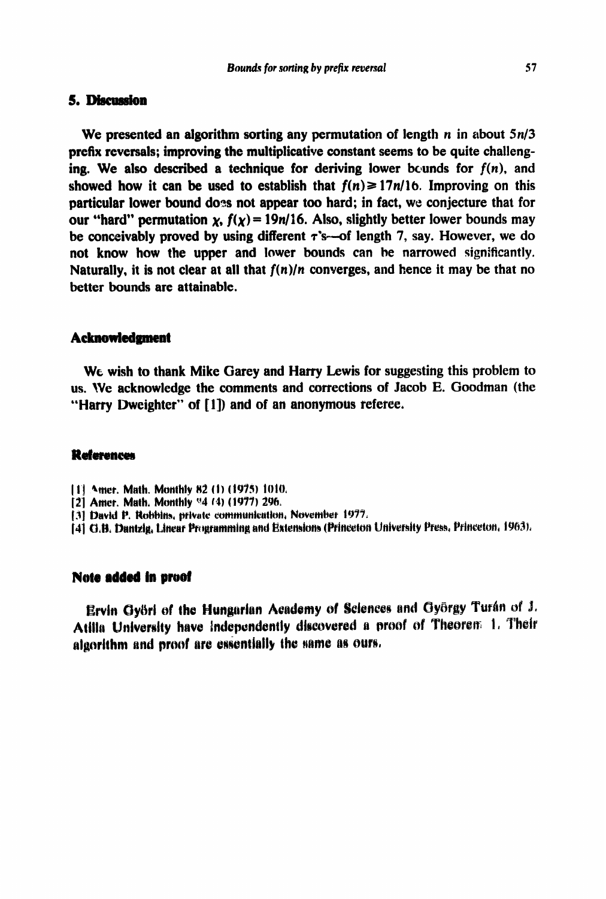## 5. Discussion

We presented an algorithm sorting any permutation of length $n$ in about $5n/3$ prefix reversals; improving the multiplicative constant seems to be quite challenging. We also described a technique for deriving lower bounds for $f(n)$, and showed how it can be used to establish that $f(n) \geq 17n/16$. Improving on this particular lower bound does not appear too hard; in fact, we conjecture that for our "hard" permutation $\chi$, $f(\chi) = 19n/16$. Also, slightly better lower bounds may be conceivably proved by using different $\tau$'s—of length 7, say. However, we do not know how the upper and lower bounds can be narrowed significantly. Naturally, it is not clear at all that $f(n)/n$ converges, and hence it may be that no better bounds are attainable.

## Acknowledgment

We wish to thank Mike Garey and Harry Lewis for suggesting this problem to us. We acknowledge the comments and corrections of Jacob E. Goodman (the "Harry Dweighter" of [1]) and of an anonymous referee.

## References

[1] Amer. Math. Monthly 82 (1) (1975) 1010.

[2] Amer. Math. Monthly 84 (4) (1977) 296.

[3] David P. Robbins, private communication, November 1977.

[4] G.B. Dantzig, Linear Programming and Extensions (Princeton University Press, Princeton, 1963).

## Note added in proof

Ervin Györi of the Hungarian Academy of Sciences and György Turán of J. Attila University have independently discovered a proof of Theorem 1. Their algorithm and proof are essentially the same as ours.